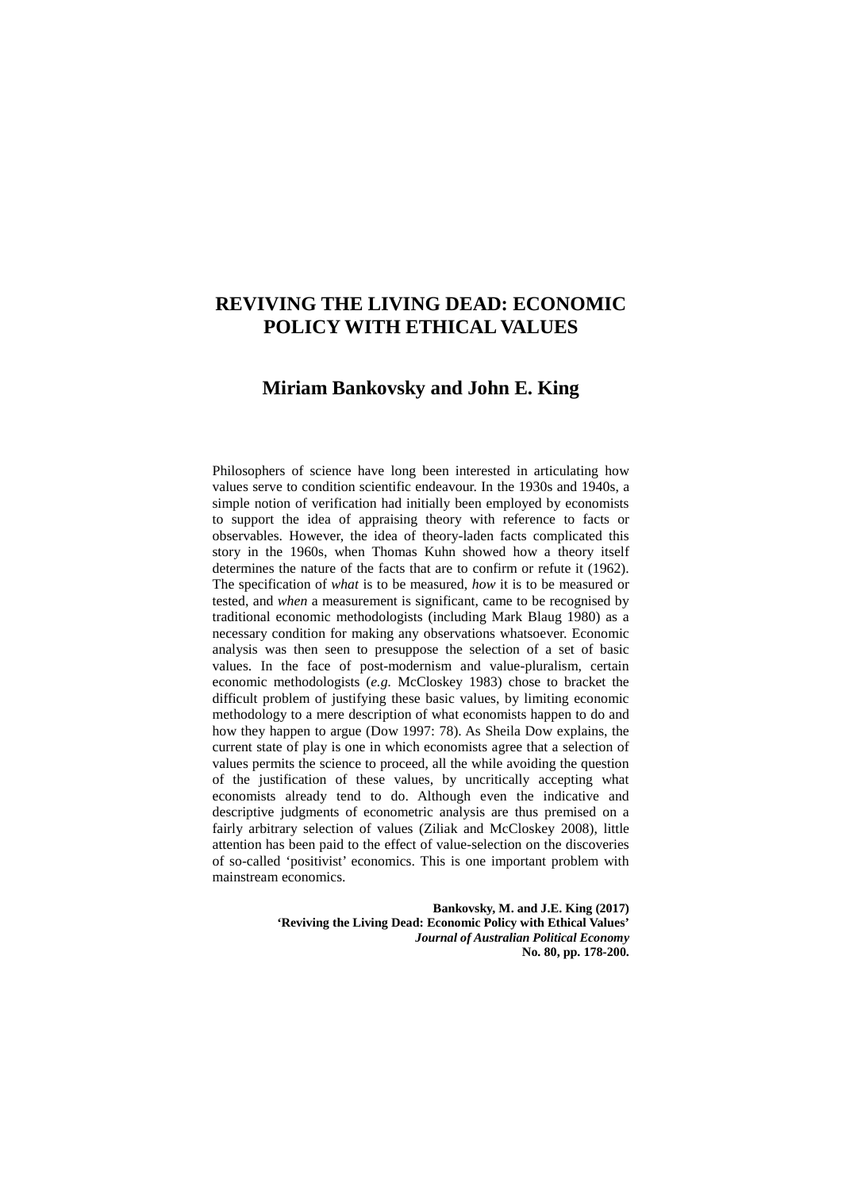# REVIVING THE LIVING DEAD: ECONOMIC POLICY WITH ETHICAL VALUES

## Miriam Bankovsky and John E. King

Philosophers of science have long been interested in articulating how values serve to condition scientific endeavour. In the 1930s and 1940s, a simple notion of verification had initially been employed by economists to support the idea of appraising theory with reference to facts or observables. However, the idea of theory-laden facts complicated this story in the 1960s, when Thomas Kuhn showed how a theory itself determines the nature of the facts that are to confirm or refute it (1962). The specification of *what* is to be measured, *how* it is to be measured or tested, and *when* a measurement is significant, came to be recognised by traditional economic methodologists (including Mark Blaug 1980) as a necessary condition for making any observations whatsoever. Economic analysis was then seen to presuppose the selection of a set of basic values. In the face of post-modernism and value-pluralism, certain economic methodologists (*e.g.* McCloskey 1983) chose to bracket the difficult problem of justifying these basic values, by limiting economic methodology to a mere description of what economists happen to do and how they happen to argue (Dow 1997: 78). As Sheila Dow explains, the current state of play is one in which economists agree that a selection of values permits the science to proceed, all the while avoiding the question of the justification of these values, by uncritically accepting what economists already tend to do. Although even the indicative and descriptive judgments of econometric analysis are thus premised on a fairly arbitrary selection of values (Ziliak and McCloskey 2008), little attention has been paid to the effect of value-selection on the discoveries of so-called 'positivist' economics. This is one important problem with mainstream economics.

**Bankovsky, M. and J.E. King (2017)**
**'Reviving the Living Dead: Economic Policy with Ethical Values'**
***Journal of Australian Political Economy***
**No. 80, pp. 178-200.**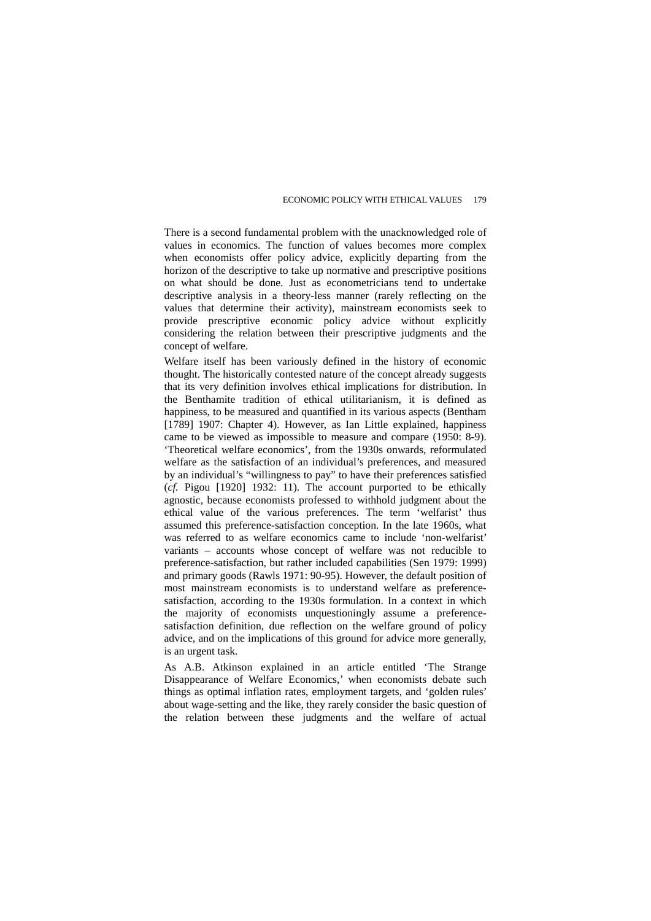There is a second fundamental problem with the unacknowledged role of values in economics. The function of values becomes more complex when economists offer policy advice, explicitly departing from the horizon of the descriptive to take up normative and prescriptive positions on what should be done. Just as econometricians tend to undertake descriptive analysis in a theory-less manner (rarely reflecting on the values that determine their activity), mainstream economists seek to provide prescriptive economic policy advice without explicitly considering the relation between their prescriptive judgments and the concept of welfare.

Welfare itself has been variously defined in the history of economic thought. The historically contested nature of the concept already suggests that its very definition involves ethical implications for distribution. In the Benthamite tradition of ethical utilitarianism, it is defined as happiness, to be measured and quantified in its various aspects (Bentham [1789] 1907: Chapter 4). However, as Ian Little explained, happiness came to be viewed as impossible to measure and compare (1950: 8-9). 'Theoretical welfare economics', from the 1930s onwards, reformulated welfare as the satisfaction of an individual's preferences, and measured by an individual's "willingness to pay" to have their preferences satisfied (*cf.* Pigou [1920] 1932: 11). The account purported to be ethically agnostic, because economists professed to withhold judgment about the ethical value of the various preferences. The term 'welfarist' thus assumed this preference-satisfaction conception. In the late 1960s, what was referred to as welfare economics came to include 'non-welfarist' variants – accounts whose concept of welfare was not reducible to preference-satisfaction, but rather included capabilities (Sen 1979: 1999) and primary goods (Rawls 1971: 90-95). However, the default position of most mainstream economists is to understand welfare as preference-satisfaction, according to the 1930s formulation. In a context in which the majority of economists unquestioningly assume a preference-satisfaction definition, due reflection on the welfare ground of policy advice, and on the implications of this ground for advice more generally, is an urgent task.

As A.B. Atkinson explained in an article entitled 'The Strange Disappearance of Welfare Economics,' when economists debate such things as optimal inflation rates, employment targets, and 'golden rules' about wage-setting and the like, they rarely consider the basic question of the relation between these judgments and the welfare of actual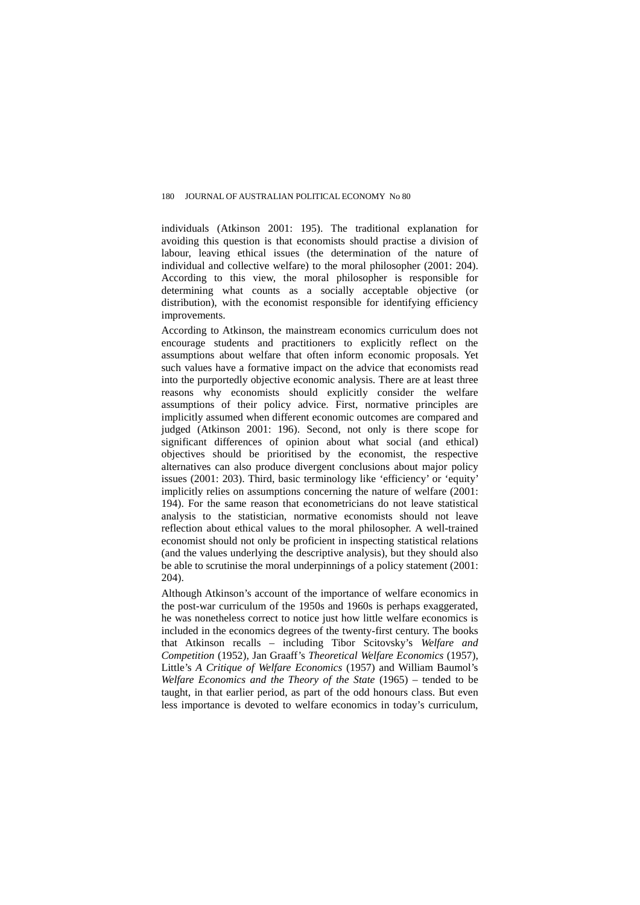individuals (Atkinson 2001: 195). The traditional explanation for avoiding this question is that economists should practise a division of labour, leaving ethical issues (the determination of the nature of individual and collective welfare) to the moral philosopher (2001: 204). According to this view, the moral philosopher is responsible for determining what counts as a socially acceptable objective (or distribution), with the economist responsible for identifying efficiency improvements.

According to Atkinson, the mainstream economics curriculum does not encourage students and practitioners to explicitly reflect on the assumptions about welfare that often inform economic proposals. Yet such values have a formative impact on the advice that economists read into the purportedly objective economic analysis. There are at least three reasons why economists should explicitly consider the welfare assumptions of their policy advice. First, normative principles are implicitly assumed when different economic outcomes are compared and judged (Atkinson 2001: 196). Second, not only is there scope for significant differences of opinion about what social (and ethical) objectives should be prioritised by the economist, the respective alternatives can also produce divergent conclusions about major policy issues (2001: 203). Third, basic terminology like 'efficiency' or 'equity' implicitly relies on assumptions concerning the nature of welfare (2001: 194). For the same reason that econometricians do not leave statistical analysis to the statistician, normative economists should not leave reflection about ethical values to the moral philosopher. A well-trained economist should not only be proficient in inspecting statistical relations (and the values underlying the descriptive analysis), but they should also be able to scrutinise the moral underpinnings of a policy statement (2001: 204).

Although Atkinson's account of the importance of welfare economics in the post-war curriculum of the 1950s and 1960s is perhaps exaggerated, he was nonetheless correct to notice just how little welfare economics is included in the economics degrees of the twenty-first century. The books that Atkinson recalls – including Tibor Scitovsky's *Welfare and Competition* (1952), Jan Graaff's *Theoretical Welfare Economics* (1957), Little's *A Critique of Welfare Economics* (1957) and William Baumol's *Welfare Economics and the Theory of the State* (1965) – tended to be taught, in that earlier period, as part of the odd honours class. But even less importance is devoted to welfare economics in today's curriculum,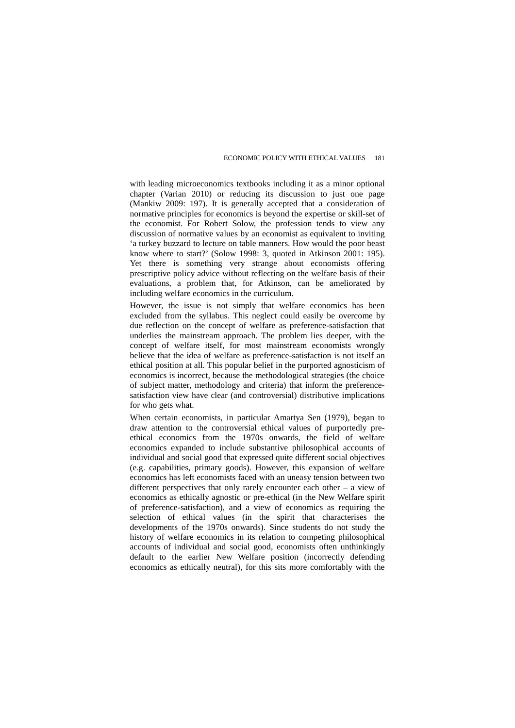with leading microeconomics textbooks including it as a minor optional chapter (Varian 2010) or reducing its discussion to just one page (Mankiw 2009: 197). It is generally accepted that a consideration of normative principles for economics is beyond the expertise or skill-set of the economist. For Robert Solow, the profession tends to view any discussion of normative values by an economist as equivalent to inviting 'a turkey buzzard to lecture on table manners. How would the poor beast know where to start?' (Solow 1998: 3, quoted in Atkinson 2001: 195). Yet there is something very strange about economists offering prescriptive policy advice without reflecting on the welfare basis of their evaluations, a problem that, for Atkinson, can be ameliorated by including welfare economics in the curriculum.

However, the issue is not simply that welfare economics has been excluded from the syllabus. This neglect could easily be overcome by due reflection on the concept of welfare as preference-satisfaction that underlies the mainstream approach. The problem lies deeper, with the concept of welfare itself, for most mainstream economists wrongly believe that the idea of welfare as preference-satisfaction is not itself an ethical position at all. This popular belief in the purported agnosticism of economics is incorrect, because the methodological strategies (the choice of subject matter, methodology and criteria) that inform the preference-satisfaction view have clear (and controversial) distributive implications for who gets what.

When certain economists, in particular Amartya Sen (1979), began to draw attention to the controversial ethical values of purportedly pre-ethical economics from the 1970s onwards, the field of welfare economics expanded to include substantive philosophical accounts of individual and social good that expressed quite different social objectives (e.g. capabilities, primary goods). However, this expansion of welfare economics has left economists faced with an uneasy tension between two different perspectives that only rarely encounter each other – a view of economics as ethically agnostic or pre-ethical (in the New Welfare spirit of preference-satisfaction), and a view of economics as requiring the selection of ethical values (in the spirit that characterises the developments of the 1970s onwards). Since students do not study the history of welfare economics in its relation to competing philosophical accounts of individual and social good, economists often unthinkingly default to the earlier New Welfare position (incorrectly defending economics as ethically neutral), for this sits more comfortably with the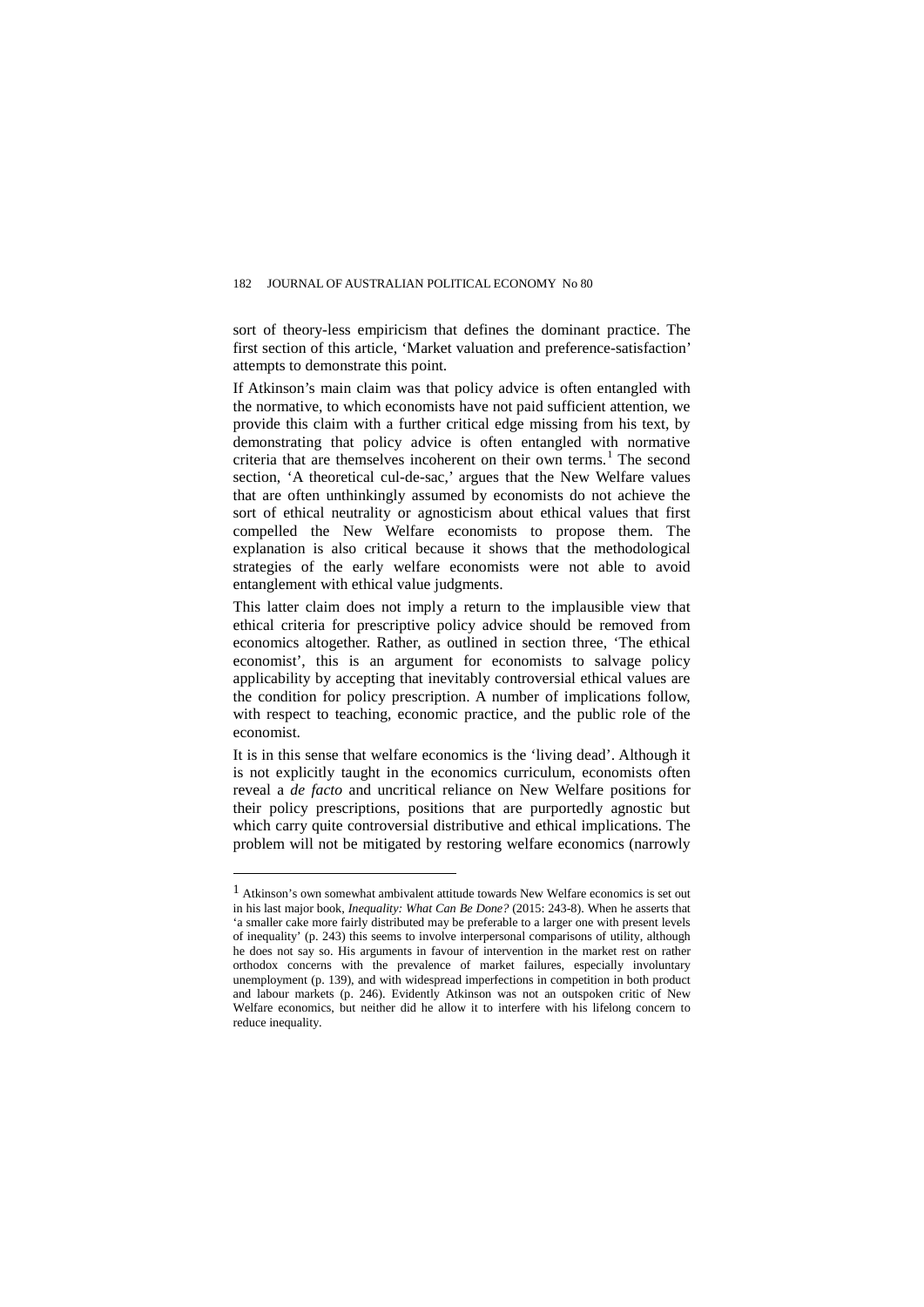sort of theory-less empiricism that defines the dominant practice. The first section of this article, 'Market valuation and preference-satisfaction' attempts to demonstrate this point.

If Atkinson's main claim was that policy advice is often entangled with the normative, to which economists have not paid sufficient attention, we provide this claim with a further critical edge missing from his text, by demonstrating that policy advice is often entangled with normative criteria that are themselves incoherent on their own terms.[1] The second section, 'A theoretical cul-de-sac,' argues that the New Welfare values that are often unthinkingly assumed by economists do not achieve the sort of ethical neutrality or agnosticism about ethical values that first compelled the New Welfare economists to propose them. The explanation is also critical because it shows that the methodological strategies of the early welfare economists were not able to avoid entanglement with ethical value judgments.

This latter claim does not imply a return to the implausible view that ethical criteria for prescriptive policy advice should be removed from economics altogether. Rather, as outlined in section three, 'The ethical economist', this is an argument for economists to salvage policy applicability by accepting that inevitably controversial ethical values are the condition for policy prescription. A number of implications follow, with respect to teaching, economic practice, and the public role of the economist.

It is in this sense that welfare economics is the 'living dead'. Although it is not explicitly taught in the economics curriculum, economists often reveal a *de facto* and uncritical reliance on New Welfare positions for their policy prescriptions, positions that are purportedly agnostic but which carry quite controversial distributive and ethical implications. The problem will not be mitigated by restoring welfare economics (narrowly

---

[1] Atkinson's own somewhat ambivalent attitude towards New Welfare economics is set out in his last major book, *Inequality: What Can Be Done?* (2015: 243-8). When he asserts that 'a smaller cake more fairly distributed may be preferable to a larger one with present levels of inequality' (p. 243) this seems to involve interpersonal comparisons of utility, although he does not say so. His arguments in favour of intervention in the market rest on rather orthodox concerns with the prevalence of market failures, especially involuntary unemployment (p. 139), and with widespread imperfections in competition in both product and labour markets (p. 246). Evidently Atkinson was not an outspoken critic of New Welfare economics, but neither did he allow it to interfere with his lifelong concern to reduce inequality.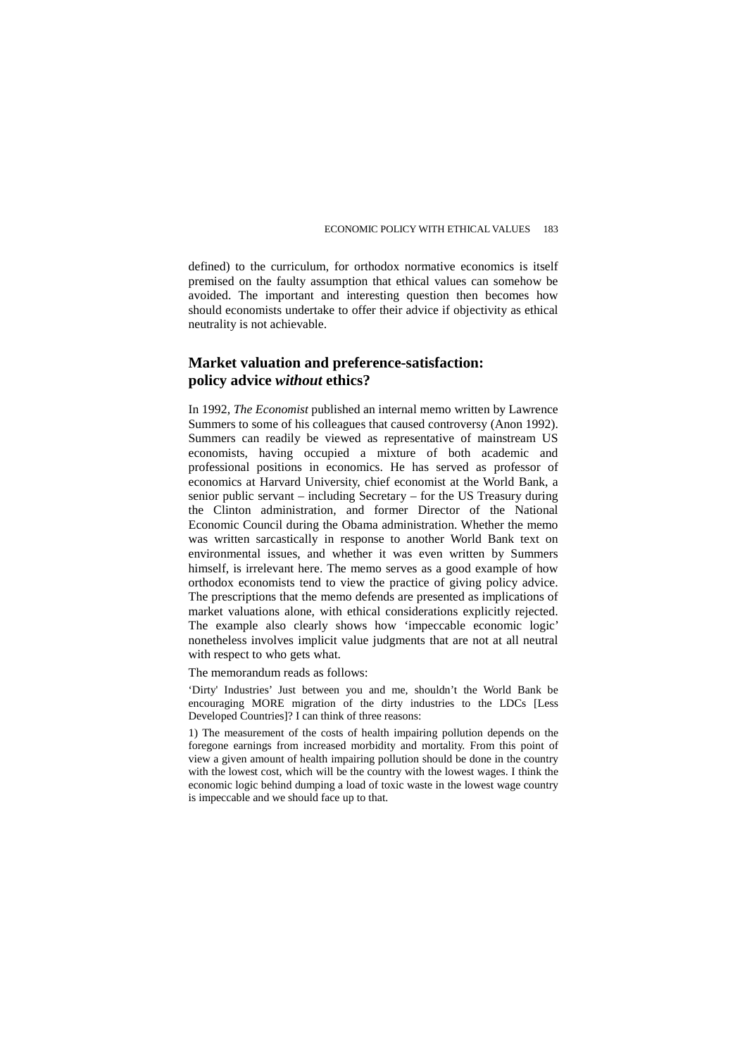defined) to the curriculum, for orthodox normative economics is itself premised on the faulty assumption that ethical values can somehow be avoided. The important and interesting question then becomes how should economists undertake to offer their advice if objectivity as ethical neutrality is not achievable.

## Market valuation and preference-satisfaction: policy advice *without* ethics?

In 1992, *The Economist* published an internal memo written by Lawrence Summers to some of his colleagues that caused controversy (Anon 1992). Summers can readily be viewed as representative of mainstream US economists, having occupied a mixture of both academic and professional positions in economics. He has served as professor of economics at Harvard University, chief economist at the World Bank, a senior public servant – including Secretary – for the US Treasury during the Clinton administration, and former Director of the National Economic Council during the Obama administration. Whether the memo was written sarcastically in response to another World Bank text on environmental issues, and whether it was even written by Summers himself, is irrelevant here. The memo serves as a good example of how orthodox economists tend to view the practice of giving policy advice. The prescriptions that the memo defends are presented as implications of market valuations alone, with ethical considerations explicitly rejected. The example also clearly shows how 'impeccable economic logic' nonetheless involves implicit value judgments that are not at all neutral with respect to who gets what.

The memorandum reads as follows:

> 'Dirty' Industries' Just between you and me, shouldn't the World Bank be encouraging MORE migration of the dirty industries to the LDCs [Less Developed Countries]? I can think of three reasons:
>
> 1) The measurement of the costs of health impairing pollution depends on the foregone earnings from increased morbidity and mortality. From this point of view a given amount of health impairing pollution should be done in the country with the lowest cost, which will be the country with the lowest wages. I think the economic logic behind dumping a load of toxic waste in the lowest wage country is impeccable and we should face up to that.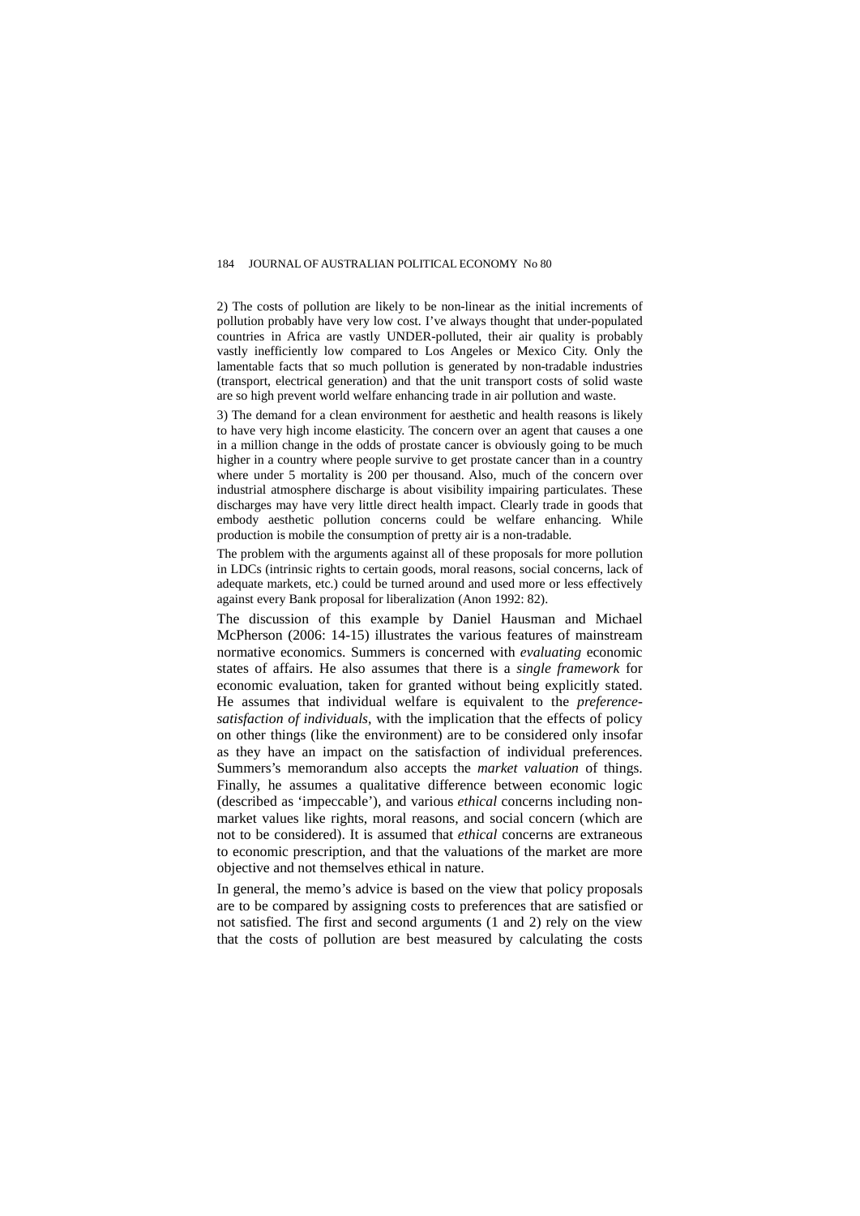2) The costs of pollution are likely to be non-linear as the initial increments of pollution probably have very low cost. I've always thought that under-populated countries in Africa are vastly UNDER-polluted, their air quality is probably vastly inefficiently low compared to Los Angeles or Mexico City. Only the lamentable facts that so much pollution is generated by non-tradable industries (transport, electrical generation) and that the unit transport costs of solid waste are so high prevent world welfare enhancing trade in air pollution and waste.

3) The demand for a clean environment for aesthetic and health reasons is likely to have very high income elasticity. The concern over an agent that causes a one in a million change in the odds of prostate cancer is obviously going to be much higher in a country where people survive to get prostate cancer than in a country where under 5 mortality is 200 per thousand. Also, much of the concern over industrial atmosphere discharge is about visibility impairing particulates. These discharges may have very little direct health impact. Clearly trade in goods that embody aesthetic pollution concerns could be welfare enhancing. While production is mobile the consumption of pretty air is a non-tradable.

The problem with the arguments against all of these proposals for more pollution in LDCs (intrinsic rights to certain goods, moral reasons, social concerns, lack of adequate markets, etc.) could be turned around and used more or less effectively against every Bank proposal for liberalization (Anon 1992: 82).

The discussion of this example by Daniel Hausman and Michael McPherson (2006: 14-15) illustrates the various features of mainstream normative economics. Summers is concerned with *evaluating* economic states of affairs. He also assumes that there is a *single framework* for economic evaluation, taken for granted without being explicitly stated. He assumes that individual welfare is equivalent to the *preference-satisfaction of individuals*, with the implication that the effects of policy on other things (like the environment) are to be considered only insofar as they have an impact on the satisfaction of individual preferences. Summers's memorandum also accepts the *market valuation* of things. Finally, he assumes a qualitative difference between economic logic (described as 'impeccable'), and various *ethical* concerns including non-market values like rights, moral reasons, and social concern (which are not to be considered). It is assumed that *ethical* concerns are extraneous to economic prescription, and that the valuations of the market are more objective and not themselves ethical in nature.

In general, the memo's advice is based on the view that policy proposals are to be compared by assigning costs to preferences that are satisfied or not satisfied. The first and second arguments (1 and 2) rely on the view that the costs of pollution are best measured by calculating the costs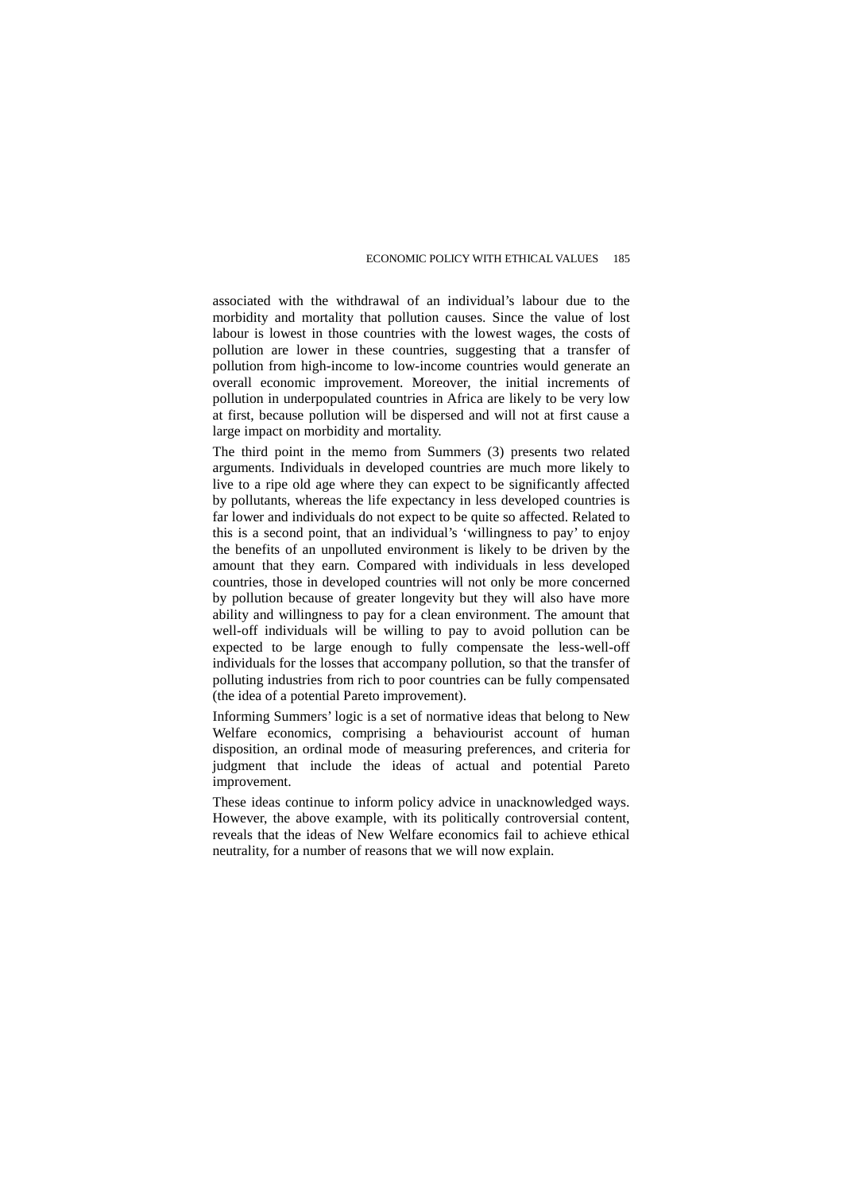associated with the withdrawal of an individual's labour due to the morbidity and mortality that pollution causes. Since the value of lost labour is lowest in those countries with the lowest wages, the costs of pollution are lower in these countries, suggesting that a transfer of pollution from high-income to low-income countries would generate an overall economic improvement. Moreover, the initial increments of pollution in underpopulated countries in Africa are likely to be very low at first, because pollution will be dispersed and will not at first cause a large impact on morbidity and mortality.

The third point in the memo from Summers (3) presents two related arguments. Individuals in developed countries are much more likely to live to a ripe old age where they can expect to be significantly affected by pollutants, whereas the life expectancy in less developed countries is far lower and individuals do not expect to be quite so affected. Related to this is a second point, that an individual's 'willingness to pay' to enjoy the benefits of an unpolluted environment is likely to be driven by the amount that they earn. Compared with individuals in less developed countries, those in developed countries will not only be more concerned by pollution because of greater longevity but they will also have more ability and willingness to pay for a clean environment. The amount that well-off individuals will be willing to pay to avoid pollution can be expected to be large enough to fully compensate the less-well-off individuals for the losses that accompany pollution, so that the transfer of polluting industries from rich to poor countries can be fully compensated (the idea of a potential Pareto improvement).

Informing Summers' logic is a set of normative ideas that belong to New Welfare economics, comprising a behaviourist account of human disposition, an ordinal mode of measuring preferences, and criteria for judgment that include the ideas of actual and potential Pareto improvement.

These ideas continue to inform policy advice in unacknowledged ways. However, the above example, with its politically controversial content, reveals that the ideas of New Welfare economics fail to achieve ethical neutrality, for a number of reasons that we will now explain.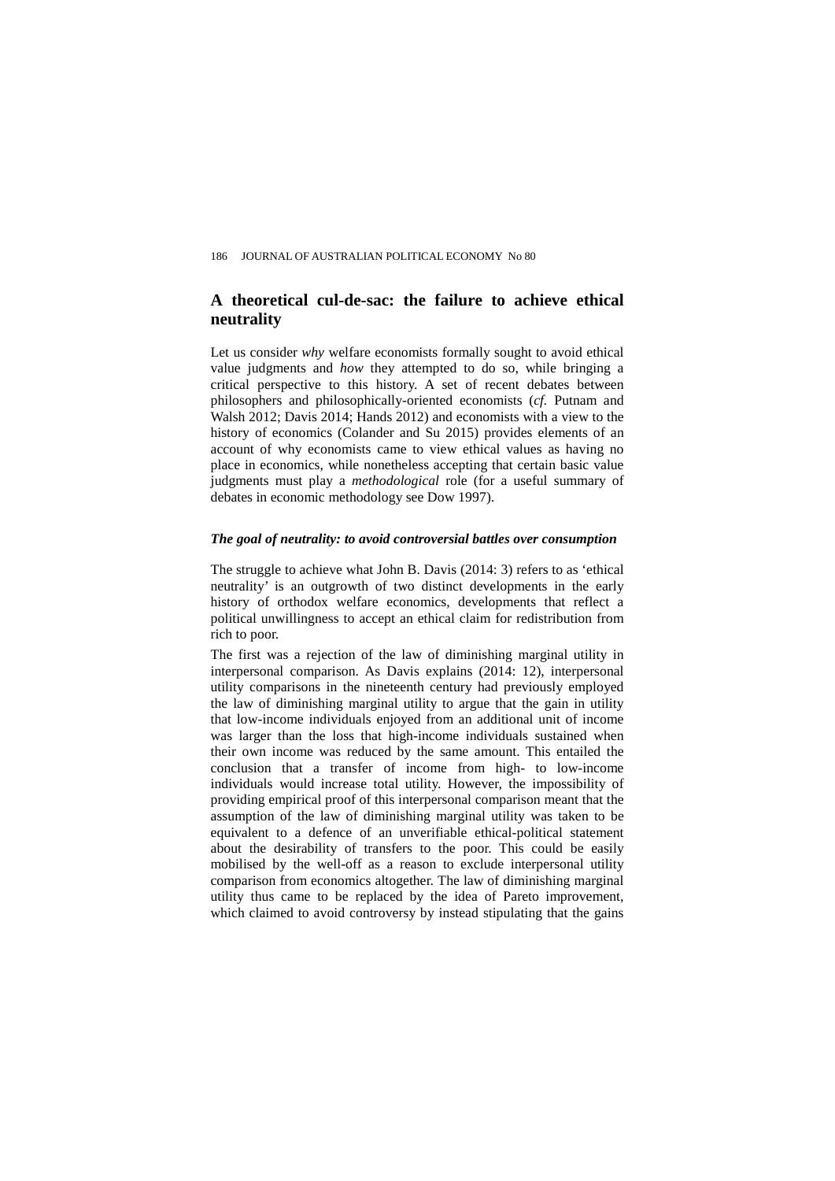## A theoretical cul-de-sac: the failure to achieve ethical neutrality

Let us consider *why* welfare economists formally sought to avoid ethical value judgments and *how* they attempted to do so, while bringing a critical perspective to this history. A set of recent debates between philosophers and philosophically-oriented economists (*cf.* Putnam and Walsh 2012; Davis 2014; Hands 2012) and economists with a view to the history of economics (Colander and Su 2015) provides elements of an account of why economists came to view ethical values as having no place in economics, while nonetheless accepting that certain basic value judgments must play a *methodological* role (for a useful summary of debates in economic methodology see Dow 1997).

### *The goal of neutrality: to avoid controversial battles over consumption*

The struggle to achieve what John B. Davis (2014: 3) refers to as 'ethical neutrality' is an outgrowth of two distinct developments in the early history of orthodox welfare economics, developments that reflect a political unwillingness to accept an ethical claim for redistribution from rich to poor.

The first was a rejection of the law of diminishing marginal utility in interpersonal comparison. As Davis explains (2014: 12), interpersonal utility comparisons in the nineteenth century had previously employed the law of diminishing marginal utility to argue that the gain in utility that low-income individuals enjoyed from an additional unit of income was larger than the loss that high-income individuals sustained when their own income was reduced by the same amount. This entailed the conclusion that a transfer of income from high- to low-income individuals would increase total utility. However, the impossibility of providing empirical proof of this interpersonal comparison meant that the assumption of the law of diminishing marginal utility was taken to be equivalent to a defence of an unverifiable ethical-political statement about the desirability of transfers to the poor. This could be easily mobilised by the well-off as a reason to exclude interpersonal utility comparison from economics altogether. The law of diminishing marginal utility thus came to be replaced by the idea of Pareto improvement, which claimed to avoid controversy by instead stipulating that the gains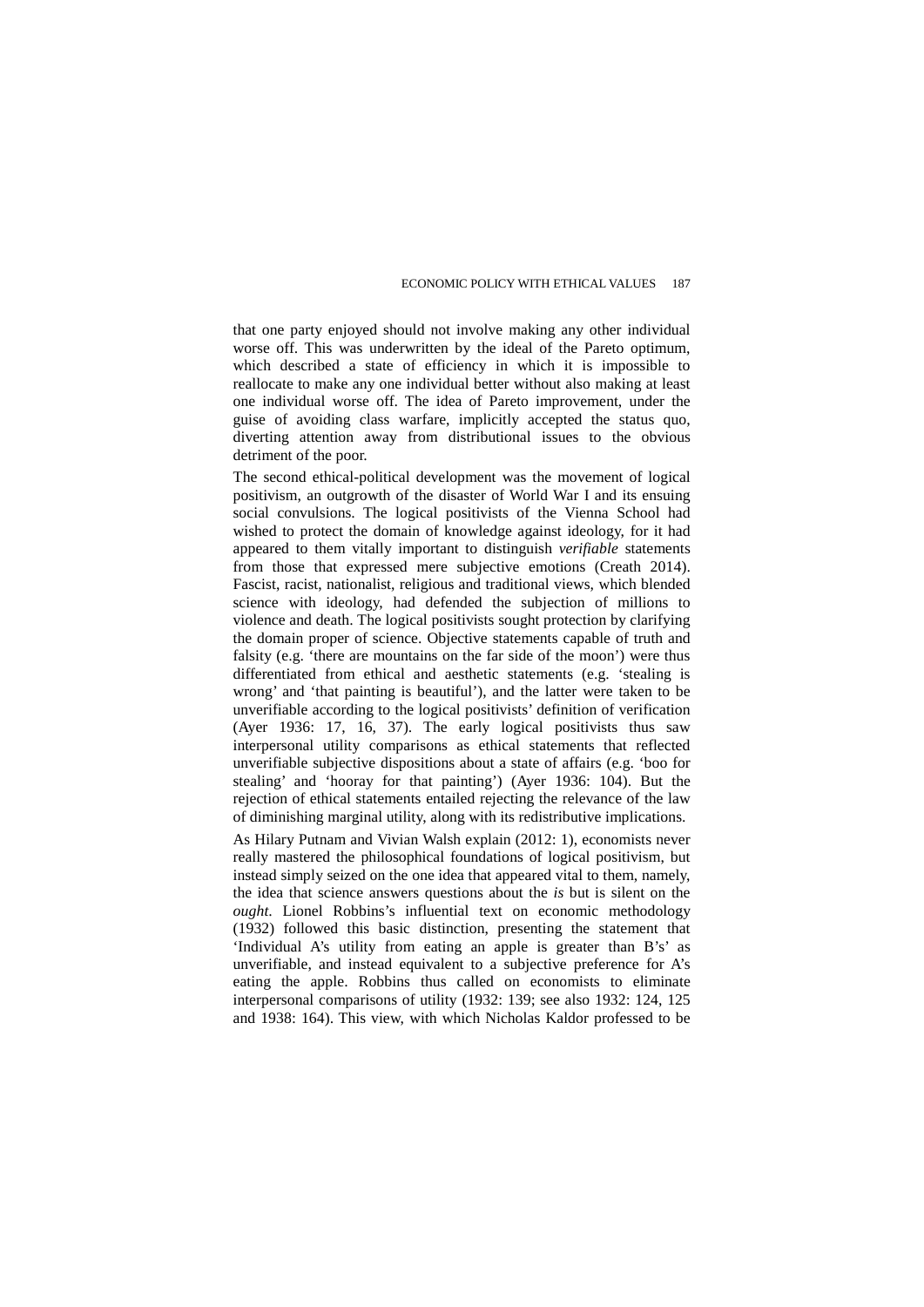that one party enjoyed should not involve making any other individual worse off. This was underwritten by the ideal of the Pareto optimum, which described a state of efficiency in which it is impossible to reallocate to make any one individual better without also making at least one individual worse off. The idea of Pareto improvement, under the guise of avoiding class warfare, implicitly accepted the status quo, diverting attention away from distributional issues to the obvious detriment of the poor.

The second ethical-political development was the movement of logical positivism, an outgrowth of the disaster of World War I and its ensuing social convulsions. The logical positivists of the Vienna School had wished to protect the domain of knowledge against ideology, for it had appeared to them vitally important to distinguish *verifiable* statements from those that expressed mere subjective emotions (Creath 2014). Fascist, racist, nationalist, religious and traditional views, which blended science with ideology, had defended the subjection of millions to violence and death. The logical positivists sought protection by clarifying the domain proper of science. Objective statements capable of truth and falsity (e.g. 'there are mountains on the far side of the moon') were thus differentiated from ethical and aesthetic statements (e.g. 'stealing is wrong' and 'that painting is beautiful'), and the latter were taken to be unverifiable according to the logical positivists' definition of verification (Ayer 1936: 17, 16, 37). The early logical positivists thus saw interpersonal utility comparisons as ethical statements that reflected unverifiable subjective dispositions about a state of affairs (e.g. 'boo for stealing' and 'hooray for that painting') (Ayer 1936: 104). But the rejection of ethical statements entailed rejecting the relevance of the law of diminishing marginal utility, along with its redistributive implications.

As Hilary Putnam and Vivian Walsh explain (2012: 1), economists never really mastered the philosophical foundations of logical positivism, but instead simply seized on the one idea that appeared vital to them, namely, the idea that science answers questions about the *is* but is silent on the *ought*. Lionel Robbins's influential text on economic methodology (1932) followed this basic distinction, presenting the statement that 'Individual A's utility from eating an apple is greater than B's' as unverifiable, and instead equivalent to a subjective preference for A's eating the apple. Robbins thus called on economists to eliminate interpersonal comparisons of utility (1932: 139; see also 1932: 124, 125 and 1938: 164). This view, with which Nicholas Kaldor professed to be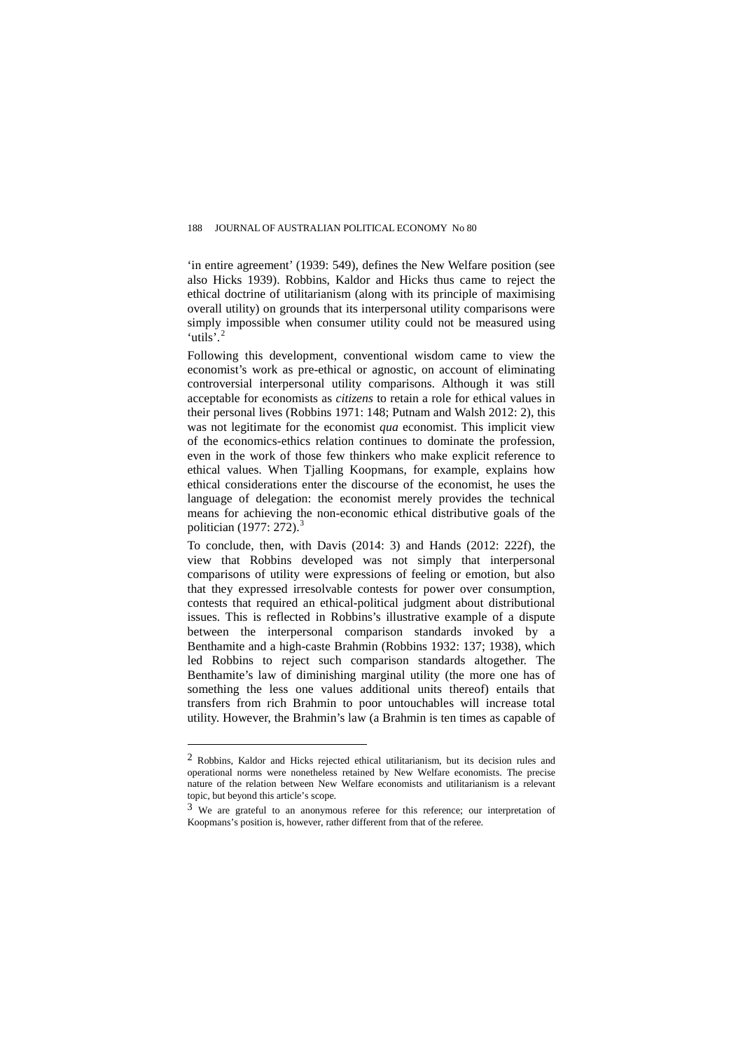'in entire agreement' (1939: 549), defines the New Welfare position (see also Hicks 1939). Robbins, Kaldor and Hicks thus came to reject the ethical doctrine of utilitarianism (along with its principle of maximising overall utility) on grounds that its interpersonal utility comparisons were simply impossible when consumer utility could not be measured using 'utils'.[2]

Following this development, conventional wisdom came to view the economist's work as pre-ethical or agnostic, on account of eliminating controversial interpersonal utility comparisons. Although it was still acceptable for economists as *citizens* to retain a role for ethical values in their personal lives (Robbins 1971: 148; Putnam and Walsh 2012: 2), this was not legitimate for the economist *qua* economist. This implicit view of the economics-ethics relation continues to dominate the profession, even in the work of those few thinkers who make explicit reference to ethical values. When Tjalling Koopmans, for example, explains how ethical considerations enter the discourse of the economist, he uses the language of delegation: the economist merely provides the technical means for achieving the non-economic ethical distributive goals of the politician (1977: 272).[3]

To conclude, then, with Davis (2014: 3) and Hands (2012: 222f), the view that Robbins developed was not simply that interpersonal comparisons of utility were expressions of feeling or emotion, but also that they expressed irresolvable contests for power over consumption, contests that required an ethical-political judgment about distributional issues. This is reflected in Robbins's illustrative example of a dispute between the interpersonal comparison standards invoked by a Benthamite and a high-caste Brahmin (Robbins 1932: 137; 1938), which led Robbins to reject such comparison standards altogether. The Benthamite's law of diminishing marginal utility (the more one has of something the less one values additional units thereof) entails that transfers from rich Brahmin to poor untouchables will increase total utility. However, the Brahmin's law (a Brahmin is ten times as capable of

---

[2] Robbins, Kaldor and Hicks rejected ethical utilitarianism, but its decision rules and operational norms were nonetheless retained by New Welfare economists. The precise nature of the relation between New Welfare economists and utilitarianism is a relevant topic, but beyond this article's scope.

[3] We are grateful to an anonymous referee for this reference; our interpretation of Koopmans's position is, however, rather different from that of the referee.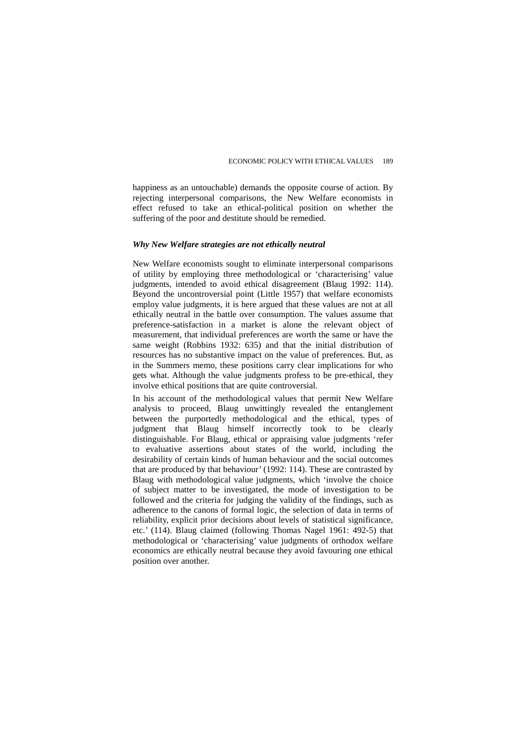happiness as an untouchable) demands the opposite course of action. By rejecting interpersonal comparisons, the New Welfare economists in effect refused to take an ethical-political position on whether the suffering of the poor and destitute should be remedied.

### *Why New Welfare strategies are not ethically neutral*

New Welfare economists sought to eliminate interpersonal comparisons of utility by employing three methodological or 'characterising' value judgments, intended to avoid ethical disagreement (Blaug 1992: 114). Beyond the uncontroversial point (Little 1957) that welfare economists employ value judgments, it is here argued that these values are not at all ethically neutral in the battle over consumption. The values assume that preference-satisfaction in a market is alone the relevant object of measurement, that individual preferences are worth the same or have the same weight (Robbins 1932: 635) and that the initial distribution of resources has no substantive impact on the value of preferences. But, as in the Summers memo, these positions carry clear implications for who gets what. Although the value judgments profess to be pre-ethical, they involve ethical positions that are quite controversial.

In his account of the methodological values that permit New Welfare analysis to proceed, Blaug unwittingly revealed the entanglement between the purportedly methodological and the ethical, types of judgment that Blaug himself incorrectly took to be clearly distinguishable. For Blaug, ethical or appraising value judgments 'refer to evaluative assertions about states of the world, including the desirability of certain kinds of human behaviour and the social outcomes that are produced by that behaviour' (1992: 114). These are contrasted by Blaug with methodological value judgments, which 'involve the choice of subject matter to be investigated, the mode of investigation to be followed and the criteria for judging the validity of the findings, such as adherence to the canons of formal logic, the selection of data in terms of reliability, explicit prior decisions about levels of statistical significance, etc.' (114). Blaug claimed (following Thomas Nagel 1961: 492-5) that methodological or 'characterising' value judgments of orthodox welfare economics are ethically neutral because they avoid favouring one ethical position over another.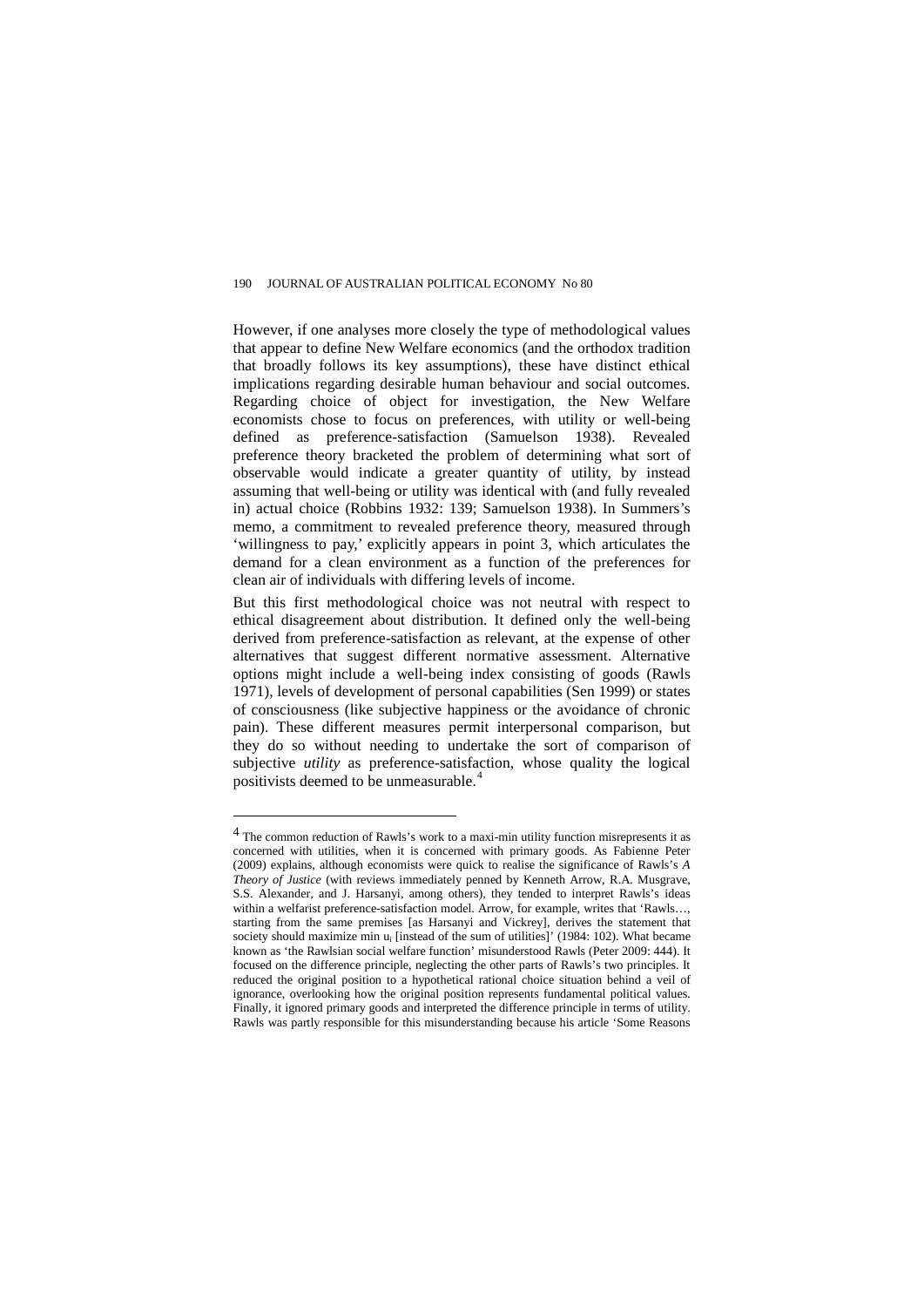However, if one analyses more closely the type of methodological values that appear to define New Welfare economics (and the orthodox tradition that broadly follows its key assumptions), these have distinct ethical implications regarding desirable human behaviour and social outcomes. Regarding choice of object for investigation, the New Welfare economists chose to focus on preferences, with utility or well-being defined as preference-satisfaction (Samuelson 1938). Revealed preference theory bracketed the problem of determining what sort of observable would indicate a greater quantity of utility, by instead assuming that well-being or utility was identical with (and fully revealed in) actual choice (Robbins 1932: 139; Samuelson 1938). In Summers's memo, a commitment to revealed preference theory, measured through 'willingness to pay,' explicitly appears in point 3, which articulates the demand for a clean environment as a function of the preferences for clean air of individuals with differing levels of income.

But this first methodological choice was not neutral with respect to ethical disagreement about distribution. It defined only the well-being derived from preference-satisfaction as relevant, at the expense of other alternatives that suggest different normative assessment. Alternative options might include a well-being index consisting of goods (Rawls 1971), levels of development of personal capabilities (Sen 1999) or states of consciousness (like subjective happiness or the avoidance of chronic pain). These different measures permit interpersonal comparison, but they do so without needing to undertake the sort of comparison of subjective *utility* as preference-satisfaction, whose quality the logical positivists deemed to be unmeasurable.[4]

---

[4] The common reduction of Rawls's work to a maxi-min utility function misrepresents it as concerned with utilities, when it is concerned with primary goods. As Fabienne Peter (2009) explains, although economists were quick to realise the significance of Rawls's *A Theory of Justice* (with reviews immediately penned by Kenneth Arrow, R.A. Musgrave, S.S. Alexander, and J. Harsanyi, among others), they tended to interpret Rawls's ideas within a welfarist preference-satisfaction model. Arrow, for example, writes that 'Rawls…, starting from the same premises [as Harsanyi and Vickrey], derives the statement that society should maximize min $u_i$ [instead of the sum of utilities]' (1984: 102). What became known as 'the Rawlsian social welfare function' misunderstood Rawls (Peter 2009: 444). It focused on the difference principle, neglecting the other parts of Rawls's two principles. It reduced the original position to a hypothetical rational choice situation behind a veil of ignorance, overlooking how the original position represents fundamental political values. Finally, it ignored primary goods and interpreted the difference principle in terms of utility. Rawls was partly responsible for this misunderstanding because his article 'Some Reasons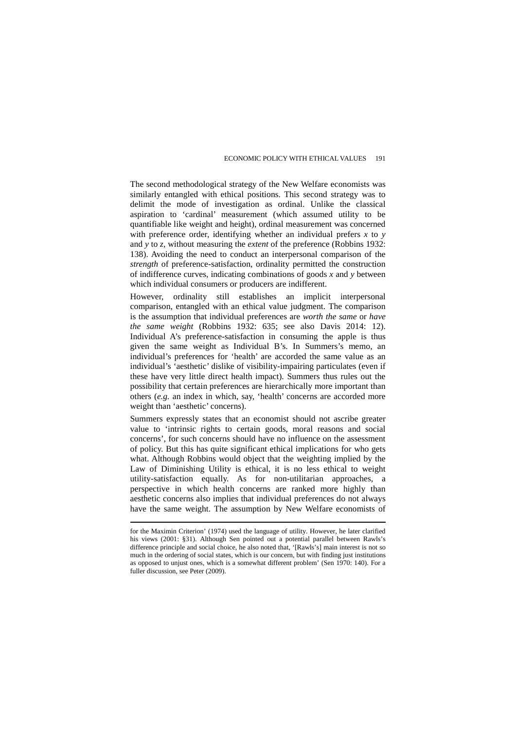The second methodological strategy of the New Welfare economists was similarly entangled with ethical positions. This second strategy was to delimit the mode of investigation as ordinal. Unlike the classical aspiration to 'cardinal' measurement (which assumed utility to be quantifiable like weight and height), ordinal measurement was concerned with preference order, identifying whether an individual prefers $x$ to $y$ and $y$ to $z$, without measuring the *extent* of the preference (Robbins 1932: 138). Avoiding the need to conduct an interpersonal comparison of the *strength* of preference-satisfaction, ordinality permitted the construction of indifference curves, indicating combinations of goods $x$ and $y$ between which individual consumers or producers are indifferent.

However, ordinality still establishes an implicit interpersonal comparison, entangled with an ethical value judgment. The comparison is the assumption that individual preferences are *worth the same* or *have the same weight* (Robbins 1932: 635; see also Davis 2014: 12). Individual A's preference-satisfaction in consuming the apple is thus given the same weight as Individual B's. In Summers's memo, an individual's preferences for 'health' are accorded the same value as an individual's 'aesthetic' dislike of visibility-impairing particulates (even if these have very little direct health impact). Summers thus rules out the possibility that certain preferences are hierarchically more important than others (*e.g.* an index in which, say, 'health' concerns are accorded more weight than 'aesthetic' concerns).

Summers expressly states that an economist should not ascribe greater value to 'intrinsic rights to certain goods, moral reasons and social concerns', for such concerns should have no influence on the assessment of policy. But this has quite significant ethical implications for who gets what. Although Robbins would object that the weighting implied by the Law of Diminishing Utility is ethical, it is no less ethical to weight utility-satisfaction equally. As for non-utilitarian approaches, a perspective in which health concerns are ranked more highly than aesthetic concerns also implies that individual preferences do not always have the same weight. The assumption by New Welfare economists of

---

for the Maximin Criterion' (1974) used the language of utility. However, he later clarified his views (2001: §31). Although Sen pointed out a potential parallel between Rawls's difference principle and social choice, he also noted that, '[Rawls's] main interest is not so much in the ordering of social states, which is our concern, but with finding just institutions as opposed to unjust ones, which is a somewhat different problem' (Sen 1970: 140). For a fuller discussion, see Peter (2009).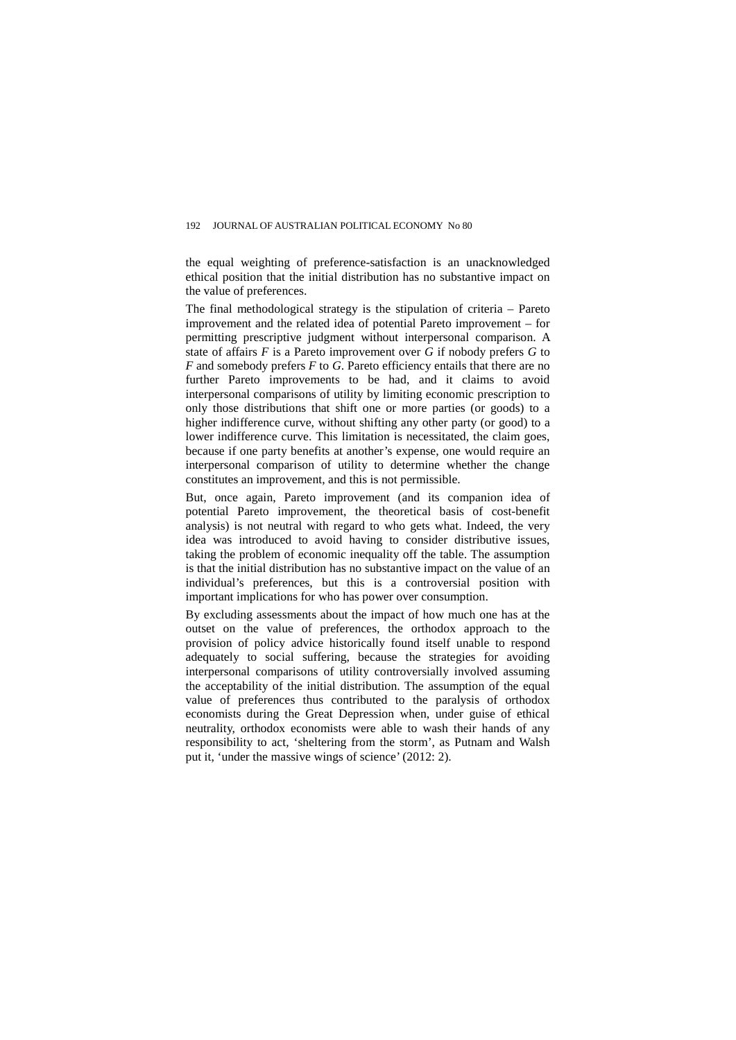the equal weighting of preference-satisfaction is an unacknowledged ethical position that the initial distribution has no substantive impact on the value of preferences.

The final methodological strategy is the stipulation of criteria – Pareto improvement and the related idea of potential Pareto improvement – for permitting prescriptive judgment without interpersonal comparison. A state of affairs *F* is a Pareto improvement over *G* if nobody prefers *G* to *F* and somebody prefers *F* to *G*. Pareto efficiency entails that there are no further Pareto improvements to be had, and it claims to avoid interpersonal comparisons of utility by limiting economic prescription to only those distributions that shift one or more parties (or goods) to a higher indifference curve, without shifting any other party (or good) to a lower indifference curve. This limitation is necessitated, the claim goes, because if one party benefits at another's expense, one would require an interpersonal comparison of utility to determine whether the change constitutes an improvement, and this is not permissible.

But, once again, Pareto improvement (and its companion idea of potential Pareto improvement, the theoretical basis of cost-benefit analysis) is not neutral with regard to who gets what. Indeed, the very idea was introduced to avoid having to consider distributive issues, taking the problem of economic inequality off the table. The assumption is that the initial distribution has no substantive impact on the value of an individual's preferences, but this is a controversial position with important implications for who has power over consumption.

By excluding assessments about the impact of how much one has at the outset on the value of preferences, the orthodox approach to the provision of policy advice historically found itself unable to respond adequately to social suffering, because the strategies for avoiding interpersonal comparisons of utility controversially involved assuming the acceptability of the initial distribution. The assumption of the equal value of preferences thus contributed to the paralysis of orthodox economists during the Great Depression when, under guise of ethical neutrality, orthodox economists were able to wash their hands of any responsibility to act, 'sheltering from the storm', as Putnam and Walsh put it, 'under the massive wings of science' (2012: 2).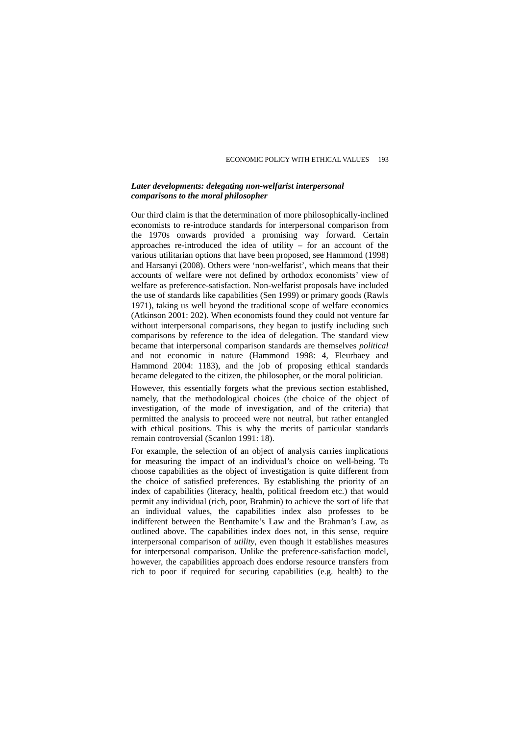### *Later developments: delegating non-welfarist interpersonal comparisons to the moral philosopher*

Our third claim is that the determination of more philosophically-inclined economists to re-introduce standards for interpersonal comparison from the 1970s onwards provided a promising way forward. Certain approaches re-introduced the idea of utility – for an account of the various utilitarian options that have been proposed, see Hammond (1998) and Harsanyi (2008). Others were 'non-welfarist', which means that their accounts of welfare were not defined by orthodox economists' view of welfare as preference-satisfaction. Non-welfarist proposals have included the use of standards like capabilities (Sen 1999) or primary goods (Rawls 1971), taking us well beyond the traditional scope of welfare economics (Atkinson 2001: 202). When economists found they could not venture far without interpersonal comparisons, they began to justify including such comparisons by reference to the idea of delegation. The standard view became that interpersonal comparison standards are themselves *political* and not economic in nature (Hammond 1998: 4, Fleurbaey and Hammond 2004: 1183), and the job of proposing ethical standards became delegated to the citizen, the philosopher, or the moral politician.

However, this essentially forgets what the previous section established, namely, that the methodological choices (the choice of the object of investigation, of the mode of investigation, and of the criteria) that permitted the analysis to proceed were not neutral, but rather entangled with ethical positions. This is why the merits of particular standards remain controversial (Scanlon 1991: 18).

For example, the selection of an object of analysis carries implications for measuring the impact of an individual's choice on well-being. To choose capabilities as the object of investigation is quite different from the choice of satisfied preferences. By establishing the priority of an index of capabilities (literacy, health, political freedom etc.) that would permit any individual (rich, poor, Brahmin) to achieve the sort of life that an individual values, the capabilities index also professes to be indifferent between the Benthamite's Law and the Brahman's Law, as outlined above. The capabilities index does not, in this sense, require interpersonal comparison of *utility*, even though it establishes measures for interpersonal comparison. Unlike the preference-satisfaction model, however, the capabilities approach does endorse resource transfers from rich to poor if required for securing capabilities (e.g. health) to the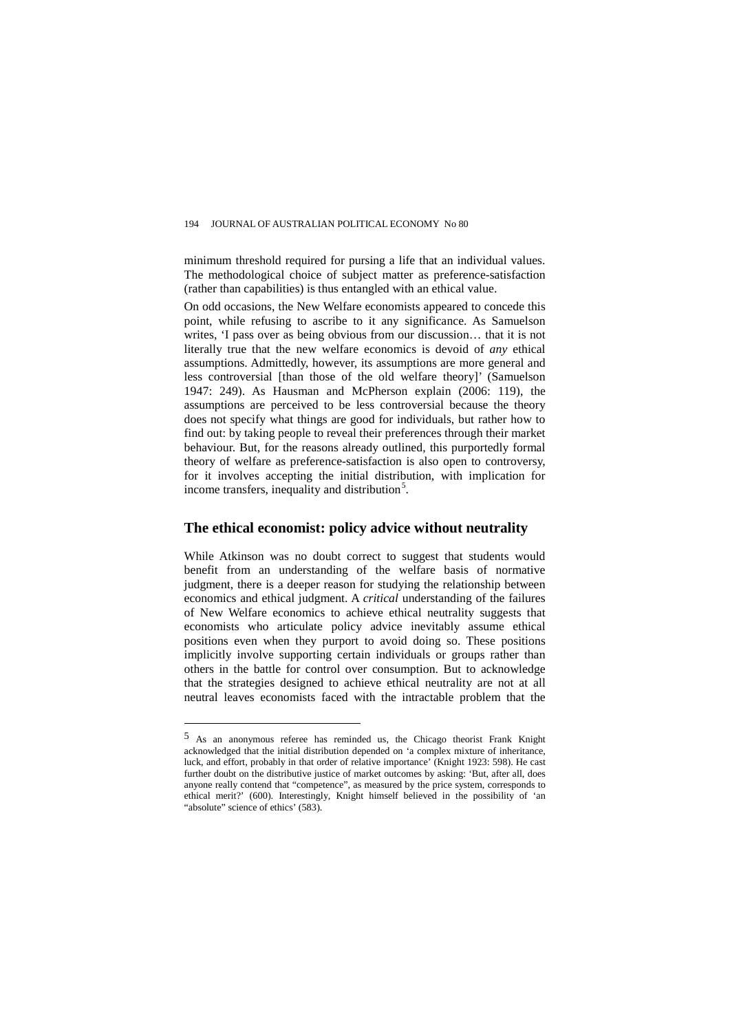minimum threshold required for pursing a life that an individual values. The methodological choice of subject matter as preference-satisfaction (rather than capabilities) is thus entangled with an ethical value.

On odd occasions, the New Welfare economists appeared to concede this point, while refusing to ascribe to it any significance. As Samuelson writes, 'I pass over as being obvious from our discussion… that it is not literally true that the new welfare economics is devoid of *any* ethical assumptions. Admittedly, however, its assumptions are more general and less controversial [than those of the old welfare theory]' (Samuelson 1947: 249). As Hausman and McPherson explain (2006: 119), the assumptions are perceived to be less controversial because the theory does not specify what things are good for individuals, but rather how to find out: by taking people to reveal their preferences through their market behaviour. But, for the reasons already outlined, this purportedly formal theory of welfare as preference-satisfaction is also open to controversy, for it involves accepting the initial distribution, with implication for income transfers, inequality and distribution[5].

## The ethical economist: policy advice without neutrality

While Atkinson was no doubt correct to suggest that students would benefit from an understanding of the welfare basis of normative judgment, there is a deeper reason for studying the relationship between economics and ethical judgment. A *critical* understanding of the failures of New Welfare economics to achieve ethical neutrality suggests that economists who articulate policy advice inevitably assume ethical positions even when they purport to avoid doing so. These positions implicitly involve supporting certain individuals or groups rather than others in the battle for control over consumption. But to acknowledge that the strategies designed to achieve ethical neutrality are not at all neutral leaves economists faced with the intractable problem that the

---

[5] As an anonymous referee has reminded us, the Chicago theorist Frank Knight acknowledged that the initial distribution depended on 'a complex mixture of inheritance, luck, and effort, probably in that order of relative importance' (Knight 1923: 598). He cast further doubt on the distributive justice of market outcomes by asking: 'But, after all, does anyone really contend that "competence", as measured by the price system, corresponds to ethical merit?' (600). Interestingly, Knight himself believed in the possibility of 'an "absolute" science of ethics' (583).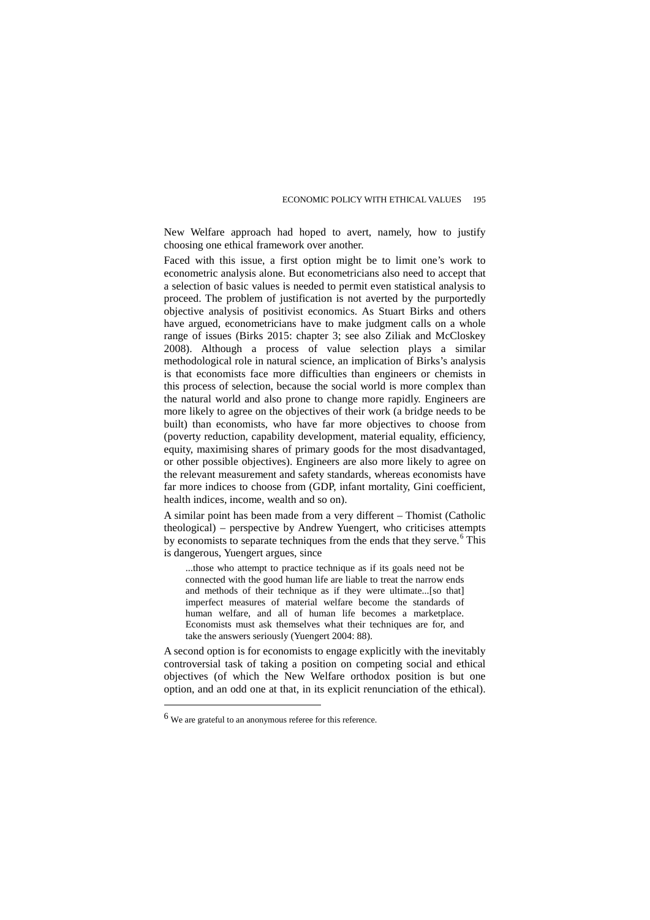New Welfare approach had hoped to avert, namely, how to justify choosing one ethical framework over another.

Faced with this issue, a first option might be to limit one's work to econometric analysis alone. But econometricians also need to accept that a selection of basic values is needed to permit even statistical analysis to proceed. The problem of justification is not averted by the purportedly objective analysis of positivist economics. As Stuart Birks and others have argued, econometricians have to make judgment calls on a whole range of issues (Birks 2015: chapter 3; see also Ziliak and McCloskey 2008). Although a process of value selection plays a similar methodological role in natural science, an implication of Birks's analysis is that economists face more difficulties than engineers or chemists in this process of selection, because the social world is more complex than the natural world and also prone to change more rapidly. Engineers are more likely to agree on the objectives of their work (a bridge needs to be built) than economists, who have far more objectives to choose from (poverty reduction, capability development, material equality, efficiency, equity, maximising shares of primary goods for the most disadvantaged, or other possible objectives). Engineers are also more likely to agree on the relevant measurement and safety standards, whereas economists have far more indices to choose from (GDP, infant mortality, Gini coefficient, health indices, income, wealth and so on).

A similar point has been made from a very different – Thomist (Catholic theological) – perspective by Andrew Yuengert, who criticises attempts by economists to separate techniques from the ends that they serve.[6] This is dangerous, Yuengert argues, since

> ...those who attempt to practice technique as if its goals need not be connected with the good human life are liable to treat the narrow ends and methods of their technique as if they were ultimate...[so that] imperfect measures of material welfare become the standards of human welfare, and all of human life becomes a marketplace. Economists must ask themselves what their techniques are for, and take the answers seriously (Yuengert 2004: 88).

A second option is for economists to engage explicitly with the inevitably controversial task of taking a position on competing social and ethical objectives (of which the New Welfare orthodox position is but one option, and an odd one at that, in its explicit renunciation of the ethical).

---

[6] We are grateful to an anonymous referee for this reference.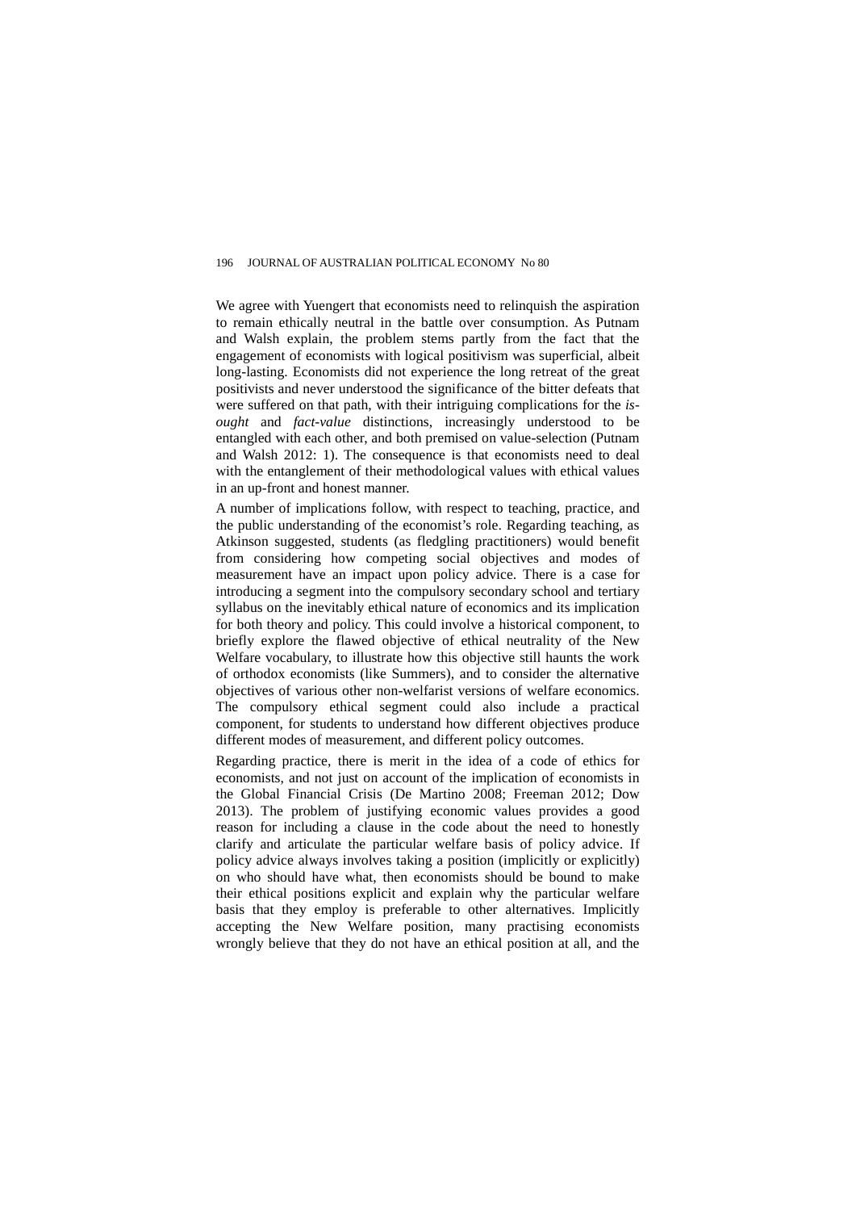We agree with Yuengert that economists need to relinquish the aspiration to remain ethically neutral in the battle over consumption. As Putnam and Walsh explain, the problem stems partly from the fact that the engagement of economists with logical positivism was superficial, albeit long-lasting. Economists did not experience the long retreat of the great positivists and never understood the significance of the bitter defeats that were suffered on that path, with their intriguing complications for the *is-ought* and *fact-value* distinctions, increasingly understood to be entangled with each other, and both premised on value-selection (Putnam and Walsh 2012: 1). The consequence is that economists need to deal with the entanglement of their methodological values with ethical values in an up-front and honest manner.

A number of implications follow, with respect to teaching, practice, and the public understanding of the economist's role. Regarding teaching, as Atkinson suggested, students (as fledgling practitioners) would benefit from considering how competing social objectives and modes of measurement have an impact upon policy advice. There is a case for introducing a segment into the compulsory secondary school and tertiary syllabus on the inevitably ethical nature of economics and its implication for both theory and policy. This could involve a historical component, to briefly explore the flawed objective of ethical neutrality of the New Welfare vocabulary, to illustrate how this objective still haunts the work of orthodox economists (like Summers), and to consider the alternative objectives of various other non-welfarist versions of welfare economics. The compulsory ethical segment could also include a practical component, for students to understand how different objectives produce different modes of measurement, and different policy outcomes.

Regarding practice, there is merit in the idea of a code of ethics for economists, and not just on account of the implication of economists in the Global Financial Crisis (De Martino 2008; Freeman 2012; Dow 2013). The problem of justifying economic values provides a good reason for including a clause in the code about the need to honestly clarify and articulate the particular welfare basis of policy advice. If policy advice always involves taking a position (implicitly or explicitly) on who should have what, then economists should be bound to make their ethical positions explicit and explain why the particular welfare basis that they employ is preferable to other alternatives. Implicitly accepting the New Welfare position, many practising economists wrongly believe that they do not have an ethical position at all, and the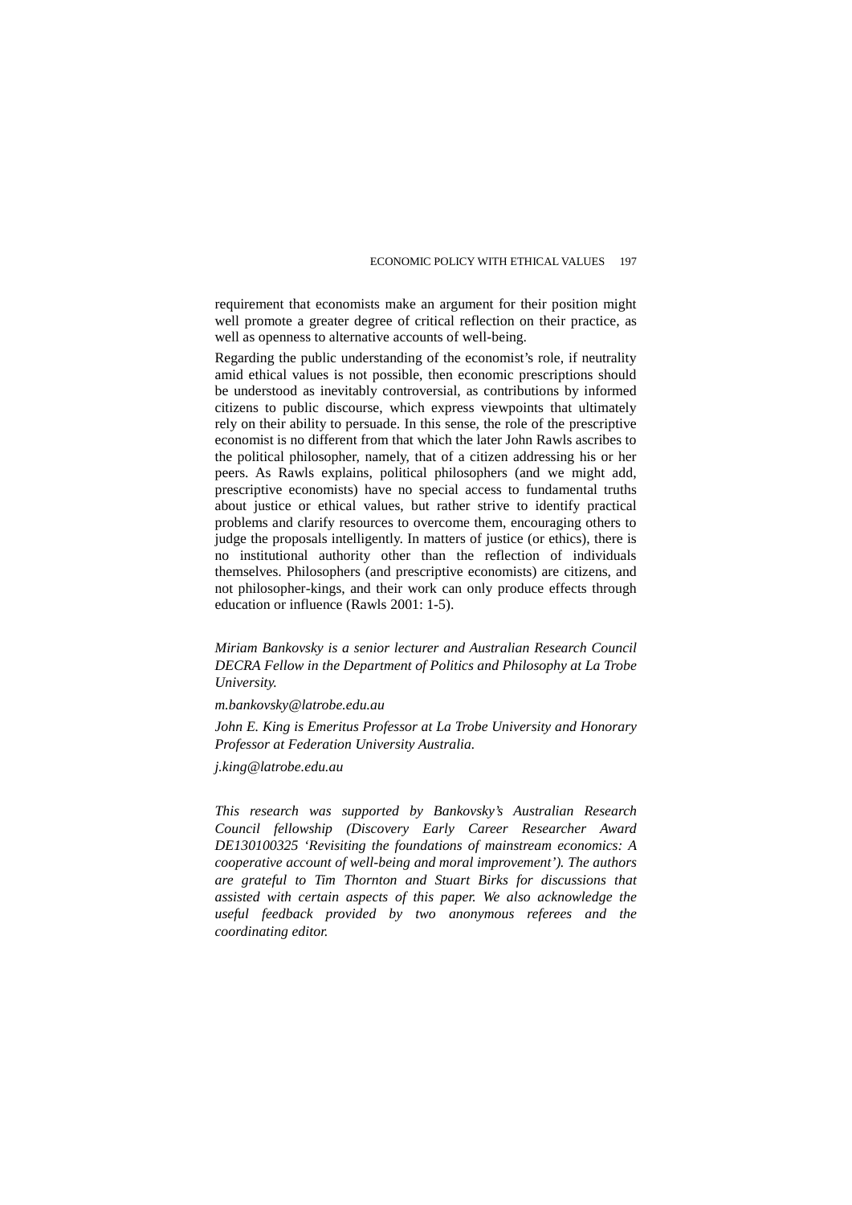requirement that economists make an argument for their position might well promote a greater degree of critical reflection on their practice, as well as openness to alternative accounts of well-being.

Regarding the public understanding of the economist's role, if neutrality amid ethical values is not possible, then economic prescriptions should be understood as inevitably controversial, as contributions by informed citizens to public discourse, which express viewpoints that ultimately rely on their ability to persuade. In this sense, the role of the prescriptive economist is no different from that which the later John Rawls ascribes to the political philosopher, namely, that of a citizen addressing his or her peers. As Rawls explains, political philosophers (and we might add, prescriptive economists) have no special access to fundamental truths about justice or ethical values, but rather strive to identify practical problems and clarify resources to overcome them, encouraging others to judge the proposals intelligently. In matters of justice (or ethics), there is no institutional authority other than the reflection of individuals themselves. Philosophers (and prescriptive economists) are citizens, and not philosopher-kings, and their work can only produce effects through education or influence (Rawls 2001: 1-5).

*Miriam Bankovsky is a senior lecturer and Australian Research Council DECRA Fellow in the Department of Politics and Philosophy at La Trobe University.*

*m.bankovsky@latrobe.edu.au*

*John E. King is Emeritus Professor at La Trobe University and Honorary Professor at Federation University Australia.*

*j.king@latrobe.edu.au*

*This research was supported by Bankovsky's Australian Research Council fellowship (Discovery Early Career Researcher Award DE130100325 'Revisiting the foundations of mainstream economics: A cooperative account of well-being and moral improvement'). The authors are grateful to Tim Thornton and Stuart Birks for discussions that assisted with certain aspects of this paper. We also acknowledge the useful feedback provided by two anonymous referees and the coordinating editor.*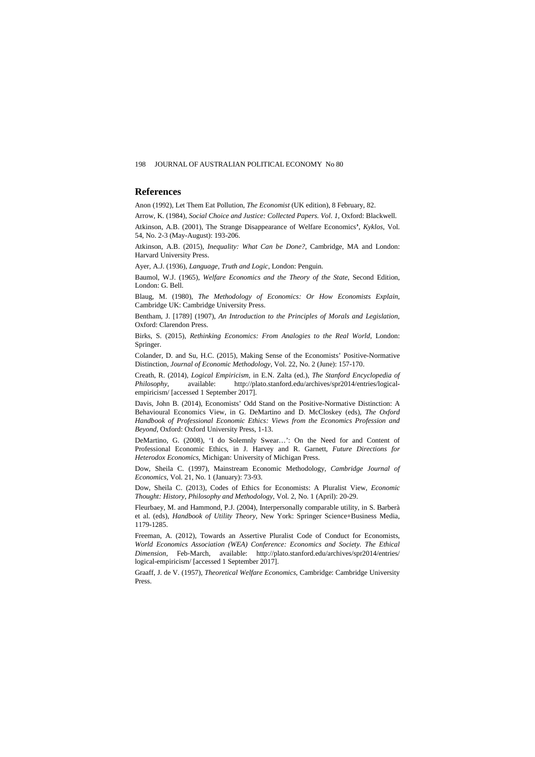## References

Anon (1992), Let Them Eat Pollution, *The Economist* (UK edition), 8 February, 82.

Arrow, K. (1984), *Social Choice and Justice: Collected Papers. Vol. 1*, Oxford: Blackwell.

Atkinson, A.B. (2001), The Strange Disappearance of Welfare Economics', *Kyklos*, Vol. 54, No. 2-3 (May-August): 193-206.

Atkinson, A.B. (2015), *Inequality: What Can be Done?*, Cambridge, MA and London: Harvard University Press.

Ayer, A.J. (1936), *Language, Truth and Logic*, London: Penguin.

Baumol, W.J. (1965), *Welfare Economics and the Theory of the State*, Second Edition, London: G. Bell.

Blaug, M. (1980), *The Methodology of Economics: Or How Economists Explain*, Cambridge UK: Cambridge University Press.

Bentham, J. [1789] (1907), *An Introduction to the Principles of Morals and Legislation*, Oxford: Clarendon Press.

Birks, S. (2015), *Rethinking Economics: From Analogies to the Real World*, London: Springer.

Colander, D. and Su, H.C. (2015), Making Sense of the Economists' Positive-Normative Distinction, *Journal of Economic Methodology*, Vol. 22, No. 2 (June): 157-170.

Creath, R. (2014), *Logical Empiricism*, in E.N. Zalta (ed.), *The Stanford Encyclopedia of Philosophy*, available: http://plato.stanford.edu/archives/spr2014/entries/logical-empiricism/ [accessed 1 September 2017].

Davis, John B. (2014), Economists' Odd Stand on the Positive-Normative Distinction: A Behavioural Economics View, in G. DeMartino and D. McCloskey (eds), *The Oxford Handbook of Professional Economic Ethics: Views from the Economics Profession and Beyond*, Oxford: Oxford University Press, 1-13.

DeMartino, G. (2008), 'I do Solemnly Swear…': On the Need for and Content of Professional Economic Ethics, in J. Harvey and R. Garnett, *Future Directions for Heterodox Economics*, Michigan: University of Michigan Press.

Dow, Sheila C. (1997), Mainstream Economic Methodology, *Cambridge Journal of Economics*, Vol. 21, No. 1 (January): 73-93.

Dow, Sheila C. (2013), Codes of Ethics for Economists: A Pluralist View, *Economic Thought: History, Philosophy and Methodology*, Vol. 2, No. 1 (April): 20-29.

Fleurbaey, M. and Hammond, P.J. (2004), Interpersonally comparable utility, in S. Barberà et al. (eds), *Handbook of Utility Theory*, New York: Springer Science+Business Media, 1179-1285.

Freeman, A. (2012), Towards an Assertive Pluralist Code of Conduct for Economists, *World Economics Association (WEA) Conference: Economics and Society. The Ethical Dimension*, Feb-March, available: http://plato.stanford.edu/archives/spr2014/entries/logical-empiricism/ [accessed 1 September 2017].

Graaff, J. de V. (1957), *Theoretical Welfare Economics*, Cambridge: Cambridge University Press.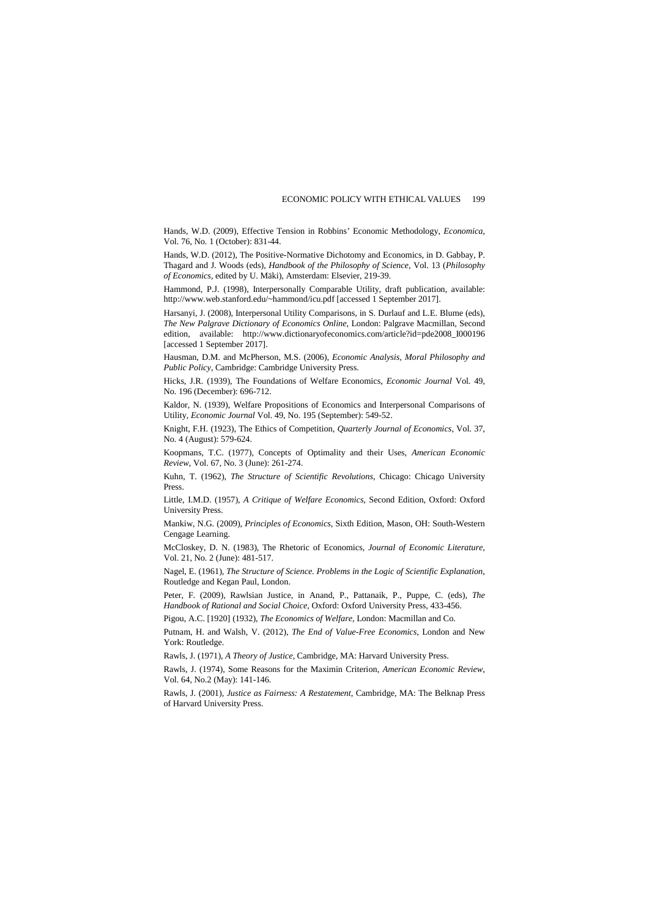Hands, W.D. (2009), Effective Tension in Robbins' Economic Methodology, *Economica*, Vol. 76, No. 1 (October): 831-44.

Hands, W.D. (2012), The Positive-Normative Dichotomy and Economics, in D. Gabbay, P. Thagard and J. Woods (eds), *Handbook of the Philosophy of Science*, Vol. 13 (*Philosophy of Economics*, edited by U. Mäki), Amsterdam: Elsevier, 219-39.

Hammond, P.J. (1998), Interpersonally Comparable Utility, draft publication, available: http://www.web.stanford.edu/~hammond/icu.pdf [accessed 1 September 2017].

Harsanyi, J. (2008), Interpersonal Utility Comparisons, in S. Durlauf and L.E. Blume (eds), *The New Palgrave Dictionary of Economics Online*, London: Palgrave Macmillan, Second edition, available: http://www.dictionaryofeconomics.com/article?id=pde2008_I000196 [accessed 1 September 2017].

Hausman, D.M. and McPherson, M.S. (2006), *Economic Analysis, Moral Philosophy and Public Policy*, Cambridge: Cambridge University Press.

Hicks, J.R. (1939), The Foundations of Welfare Economics, *Economic Journal* Vol. 49, No. 196 (December): 696-712.

Kaldor, N. (1939), Welfare Propositions of Economics and Interpersonal Comparisons of Utility, *Economic Journal* Vol. 49, No. 195 (September): 549-52.

Knight, F.H. (1923), The Ethics of Competition, *Quarterly Journal of Economics*, Vol. 37, No. 4 (August): 579-624.

Koopmans, T.C. (1977), Concepts of Optimality and their Uses, *American Economic Review*, Vol. 67, No. 3 (June): 261-274.

Kuhn, T. (1962), *The Structure of Scientific Revolutions*, Chicago: Chicago University Press.

Little, I.M.D. (1957), *A Critique of Welfare Economics*, Second Edition, Oxford: Oxford University Press.

Mankiw, N.G. (2009), *Principles of Economics*, Sixth Edition, Mason, OH: South-Western Cengage Learning.

McCloskey, D. N. (1983), The Rhetoric of Economics, *Journal of Economic Literature*, Vol. 21, No. 2 (June): 481-517.

Nagel, E. (1961), *The Structure of Science. Problems in the Logic of Scientific Explanation*, Routledge and Kegan Paul, London.

Peter, F. (2009), Rawlsian Justice, in Anand, P., Pattanaik, P., Puppe, C. (eds), *The Handbook of Rational and Social Choice*, Oxford: Oxford University Press, 433-456.

Pigou, A.C. [1920] (1932), *The Economics of Welfare*, London: Macmillan and Co.

Putnam, H. and Walsh, V. (2012), *The End of Value-Free Economics*, London and New York: Routledge.

Rawls, J. (1971), *A Theory of Justice*, Cambridge, MA: Harvard University Press.

Rawls, J. (1974), Some Reasons for the Maximin Criterion, *American Economic Review*, Vol. 64, No.2 (May): 141-146.

Rawls, J. (2001), *Justice as Fairness: A Restatement*, Cambridge, MA: The Belknap Press of Harvard University Press.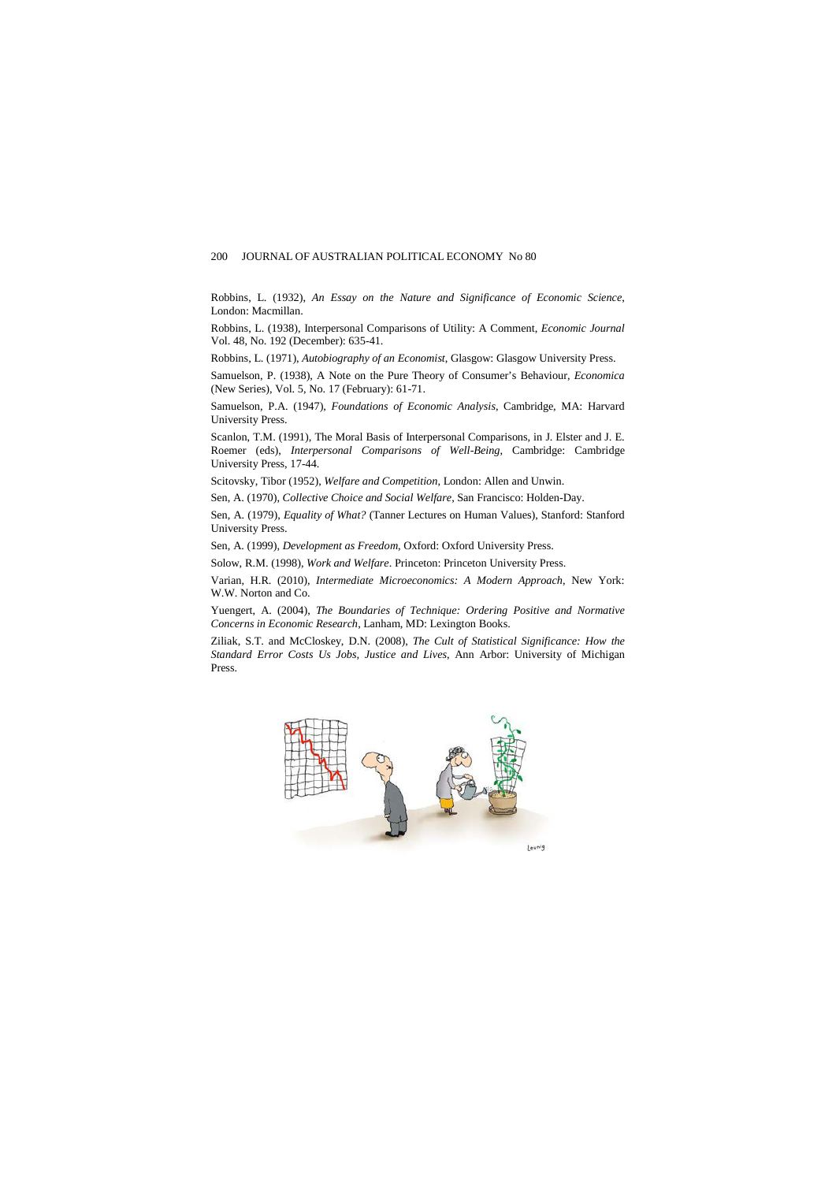Robbins, L. (1932), *An Essay on the Nature and Significance of Economic Science*, London: Macmillan.

Robbins, L. (1938), Interpersonal Comparisons of Utility: A Comment, *Economic Journal* Vol. 48, No. 192 (December): 635-41.

Robbins, L. (1971), *Autobiography of an Economist*, Glasgow: Glasgow University Press.

Samuelson, P. (1938), A Note on the Pure Theory of Consumer's Behaviour, *Economica* (New Series), Vol. 5, No. 17 (February): 61-71.

Samuelson, P.A. (1947), *Foundations of Economic Analysis*, Cambridge, MA: Harvard University Press.

Scanlon, T.M. (1991), The Moral Basis of Interpersonal Comparisons, in J. Elster and J. E. Roemer (eds), *Interpersonal Comparisons of Well-Being*, Cambridge: Cambridge University Press, 17-44.

Scitovsky, Tibor (1952), *Welfare and Competition*, London: Allen and Unwin.

Sen, A. (1970), *Collective Choice and Social Welfare*, San Francisco: Holden-Day.

Sen, A. (1979), *Equality of What?* (Tanner Lectures on Human Values), Stanford: Stanford University Press.

Sen, A. (1999), *Development as Freedom*, Oxford: Oxford University Press.

Solow, R.M. (1998), *Work and Welfare*. Princeton: Princeton University Press.

Varian, H.R. (2010), *Intermediate Microeconomics: A Modern Approach*, New York: W.W. Norton and Co.

Yuengert, A. (2004), *The Boundaries of Technique: Ordering Positive and Normative Concerns in Economic Research*, Lanham, MD: Lexington Books.

Ziliak, S.T. and McCloskey, D.N. (2008), *The Cult of Statistical Significance: How the Standard Error Costs Us Jobs, Justice and Lives*, Ann Arbor: University of Michigan Press.